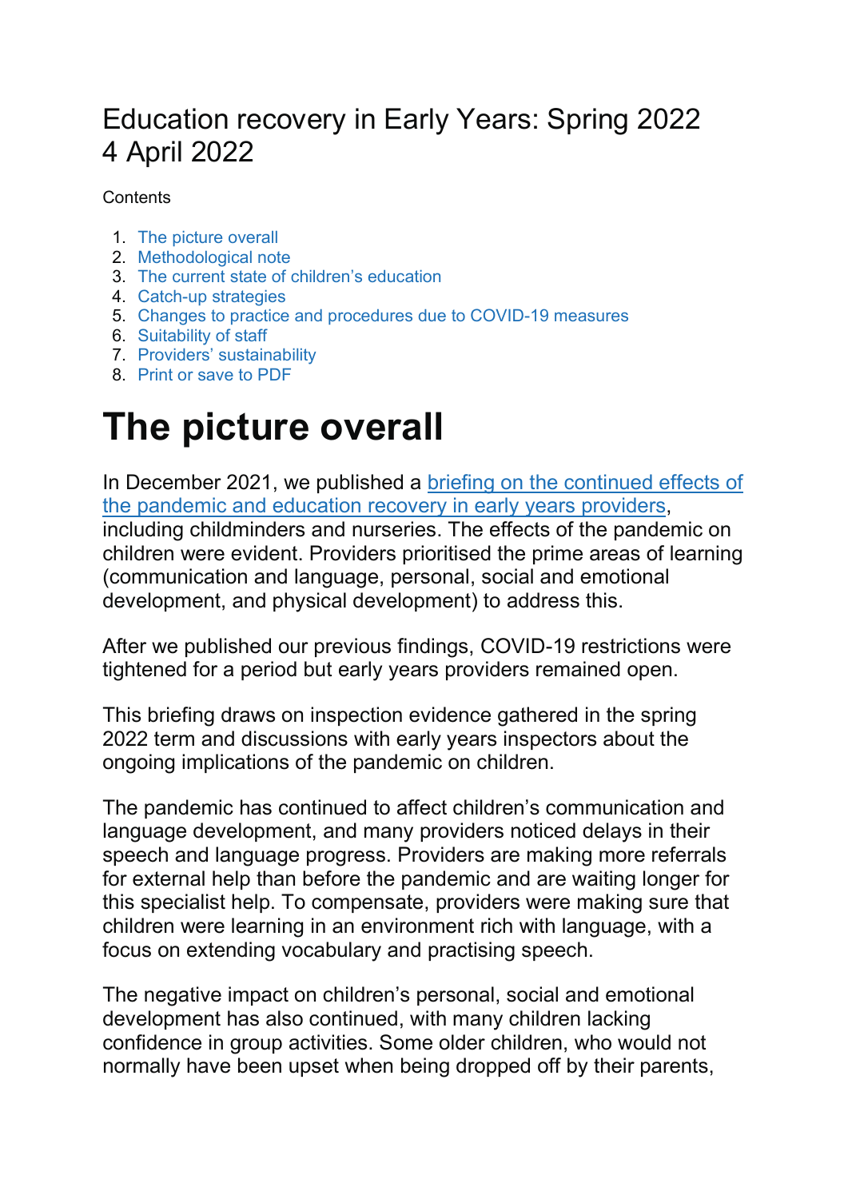# Education recovery in Early Years: Spring 2022
4 April 2022

Contents

1. The picture overall
2. Methodological note
3. The current state of children's education
4. Catch-up strategies
5. Changes to practice and procedures due to COVID-19 measures
6. Suitability of staff
7. Providers' sustainability
8. Print or save to PDF

# The picture overall

In December 2021, we published a [briefing on the continued effects of the pandemic and education recovery in early years providers](), including childminders and nurseries. The effects of the pandemic on children were evident. Providers prioritised the prime areas of learning (communication and language, personal, social and emotional development, and physical development) to address this.

After we published our previous findings, COVID-19 restrictions were tightened for a period but early years providers remained open.

This briefing draws on inspection evidence gathered in the spring 2022 term and discussions with early years inspectors about the ongoing implications of the pandemic on children.

The pandemic has continued to affect children's communication and language development, and many providers noticed delays in their speech and language progress. Providers are making more referrals for external help than before the pandemic and are waiting longer for this specialist help. To compensate, providers were making sure that children were learning in an environment rich with language, with a focus on extending vocabulary and practising speech.

The negative impact on children's personal, social and emotional development has also continued, with many children lacking confidence in group activities. Some older children, who would not normally have been upset when being dropped off by their parents,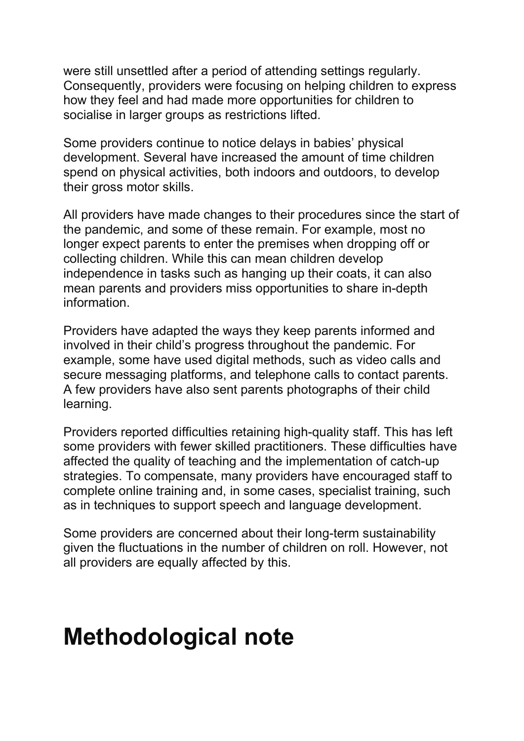were still unsettled after a period of attending settings regularly. Consequently, providers were focusing on helping children to express how they feel and had made more opportunities for children to socialise in larger groups as restrictions lifted.

Some providers continue to notice delays in babies' physical development. Several have increased the amount of time children spend on physical activities, both indoors and outdoors, to develop their gross motor skills.

All providers have made changes to their procedures since the start of the pandemic, and some of these remain. For example, most no longer expect parents to enter the premises when dropping off or collecting children. While this can mean children develop independence in tasks such as hanging up their coats, it can also mean parents and providers miss opportunities to share in-depth information.

Providers have adapted the ways they keep parents informed and involved in their child's progress throughout the pandemic. For example, some have used digital methods, such as video calls and secure messaging platforms, and telephone calls to contact parents. A few providers have also sent parents photographs of their child learning.

Providers reported difficulties retaining high-quality staff. This has left some providers with fewer skilled practitioners. These difficulties have affected the quality of teaching and the implementation of catch-up strategies. To compensate, many providers have encouraged staff to complete online training and, in some cases, specialist training, such as in techniques to support speech and language development.

Some providers are concerned about their long-term sustainability given the fluctuations in the number of children on roll. However, not all providers are equally affected by this.

# Methodological note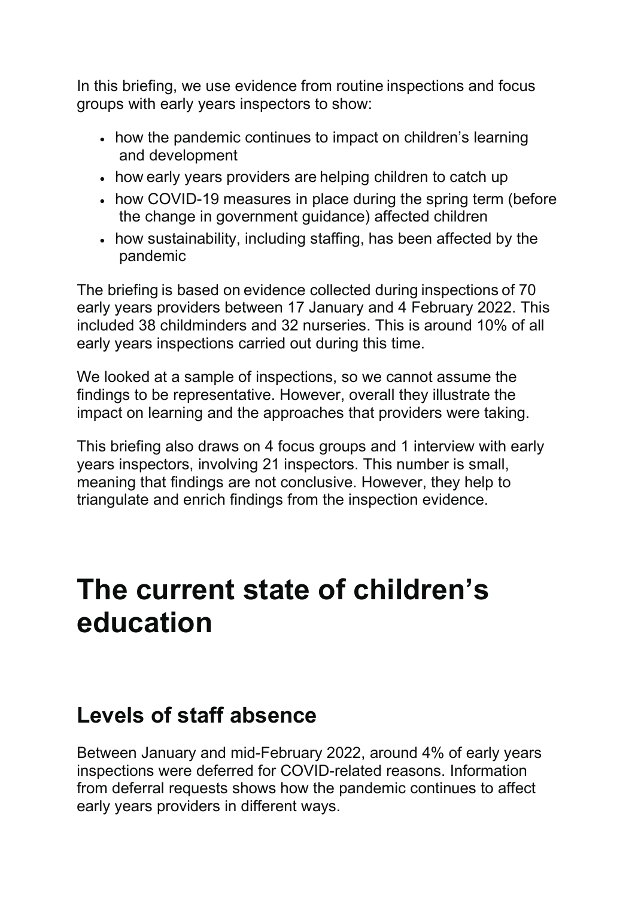In this briefing, we use evidence from routine inspections and focus groups with early years inspectors to show:

- how the pandemic continues to impact on children's learning and development
- how early years providers are helping children to catch up
- how COVID-19 measures in place during the spring term (before the change in government guidance) affected children
- how sustainability, including staffing, has been affected by the pandemic

The briefing is based on evidence collected during inspections of 70 early years providers between 17 January and 4 February 2022. This included 38 childminders and 32 nurseries. This is around 10% of all early years inspections carried out during this time.

We looked at a sample of inspections, so we cannot assume the findings to be representative. However, overall they illustrate the impact on learning and the approaches that providers were taking.

This briefing also draws on 4 focus groups and 1 interview with early years inspectors, involving 21 inspectors. This number is small, meaning that findings are not conclusive. However, they help to triangulate and enrich findings from the inspection evidence.

# The current state of children's education

## Levels of staff absence

Between January and mid-February 2022, around 4% of early years inspections were deferred for COVID-related reasons. Information from deferral requests shows how the pandemic continues to affect early years providers in different ways.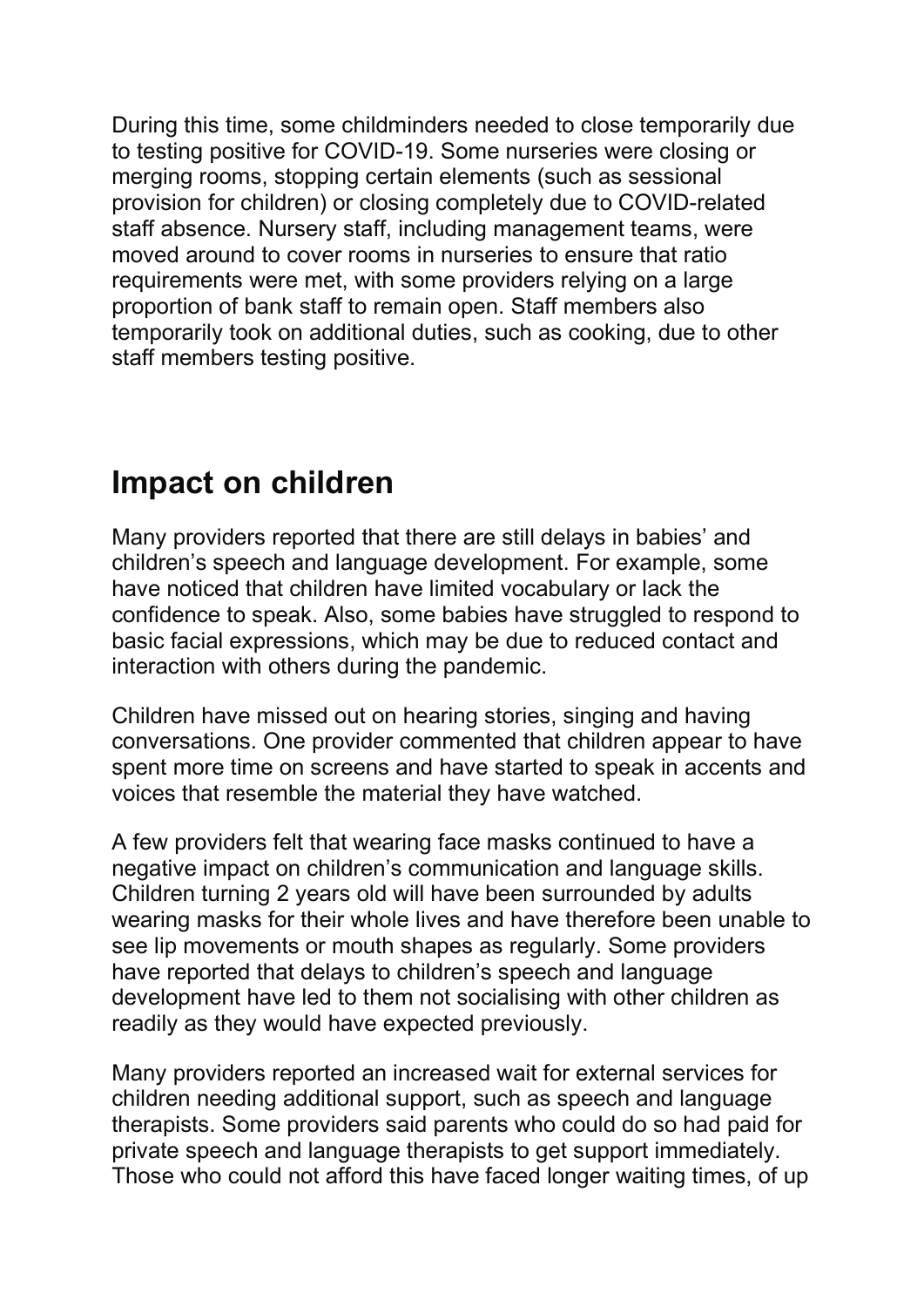During this time, some childminders needed to close temporarily due to testing positive for COVID-19. Some nurseries were closing or merging rooms, stopping certain elements (such as sessional provision for children) or closing completely due to COVID-related staff absence. Nursery staff, including management teams, were moved around to cover rooms in nurseries to ensure that ratio requirements were met, with some providers relying on a large proportion of bank staff to remain open. Staff members also temporarily took on additional duties, such as cooking, due to other staff members testing positive.

## Impact on children

Many providers reported that there are still delays in babies' and children's speech and language development. For example, some have noticed that children have limited vocabulary or lack the confidence to speak. Also, some babies have struggled to respond to basic facial expressions, which may be due to reduced contact and interaction with others during the pandemic.

Children have missed out on hearing stories, singing and having conversations. One provider commented that children appear to have spent more time on screens and have started to speak in accents and voices that resemble the material they have watched.

A few providers felt that wearing face masks continued to have a negative impact on children's communication and language skills. Children turning 2 years old will have been surrounded by adults wearing masks for their whole lives and have therefore been unable to see lip movements or mouth shapes as regularly. Some providers have reported that delays to children's speech and language development have led to them not socialising with other children as readily as they would have expected previously.

Many providers reported an increased wait for external services for children needing additional support, such as speech and language therapists. Some providers said parents who could do so had paid for private speech and language therapists to get support immediately. Those who could not afford this have faced longer waiting times, of up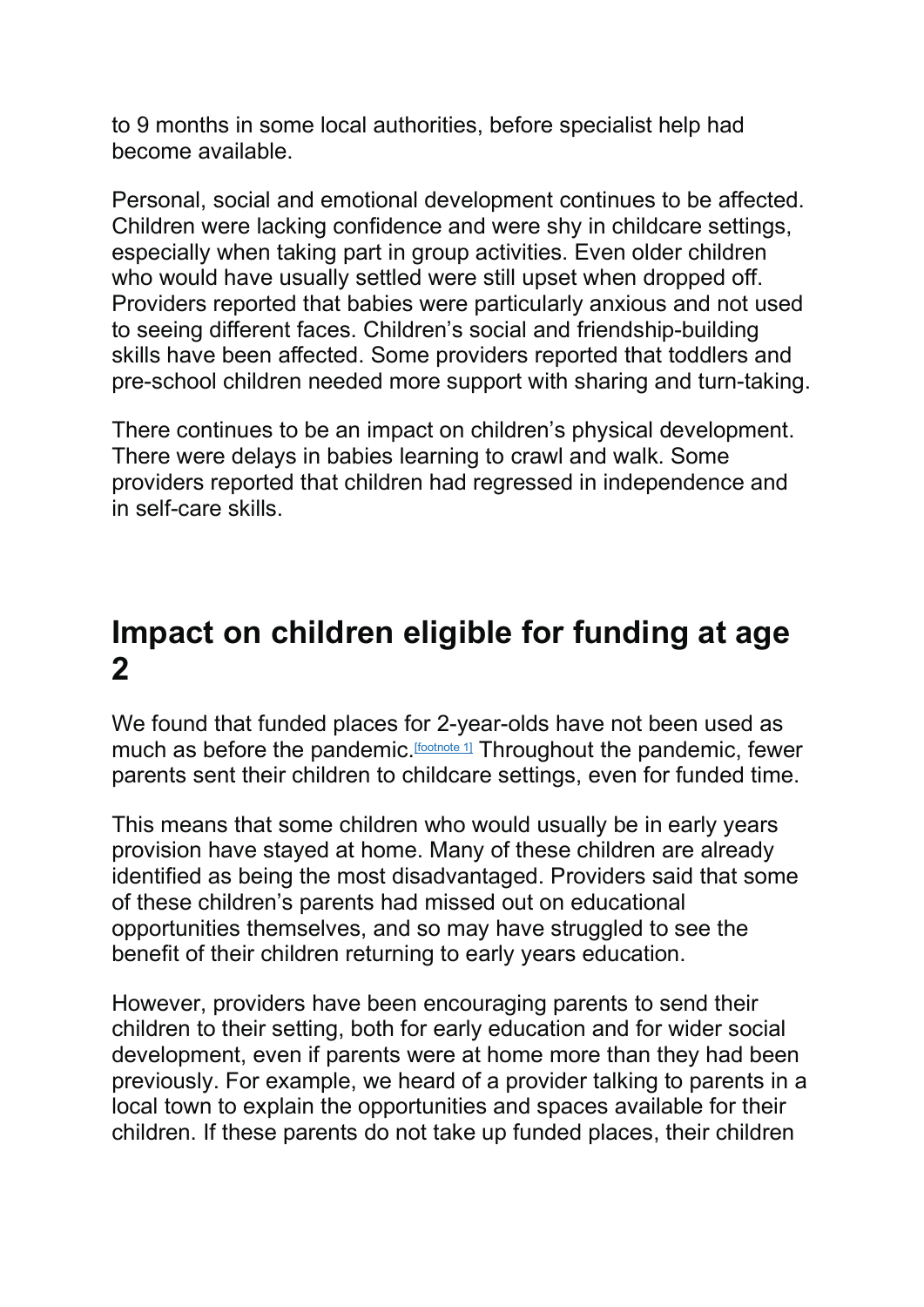to 9 months in some local authorities, before specialist help had become available.

Personal, social and emotional development continues to be affected. Children were lacking confidence and were shy in childcare settings, especially when taking part in group activities. Even older children who would have usually settled were still upset when dropped off. Providers reported that babies were particularly anxious and not used to seeing different faces. Children's social and friendship-building skills have been affected. Some providers reported that toddlers and pre-school children needed more support with sharing and turn-taking.

There continues to be an impact on children's physical development. There were delays in babies learning to crawl and walk. Some providers reported that children had regressed in independence and in self-care skills.

## Impact on children eligible for funding at age 2

We found that funded places for 2-year-olds have not been used as much as before the pandemic.[footnote 1] Throughout the pandemic, fewer parents sent their children to childcare settings, even for funded time.

This means that some children who would usually be in early years provision have stayed at home. Many of these children are already identified as being the most disadvantaged. Providers said that some of these children's parents had missed out on educational opportunities themselves, and so may have struggled to see the benefit of their children returning to early years education.

However, providers have been encouraging parents to send their children to their setting, both for early education and for wider social development, even if parents were at home more than they had been previously. For example, we heard of a provider talking to parents in a local town to explain the opportunities and spaces available for their children. If these parents do not take up funded places, their children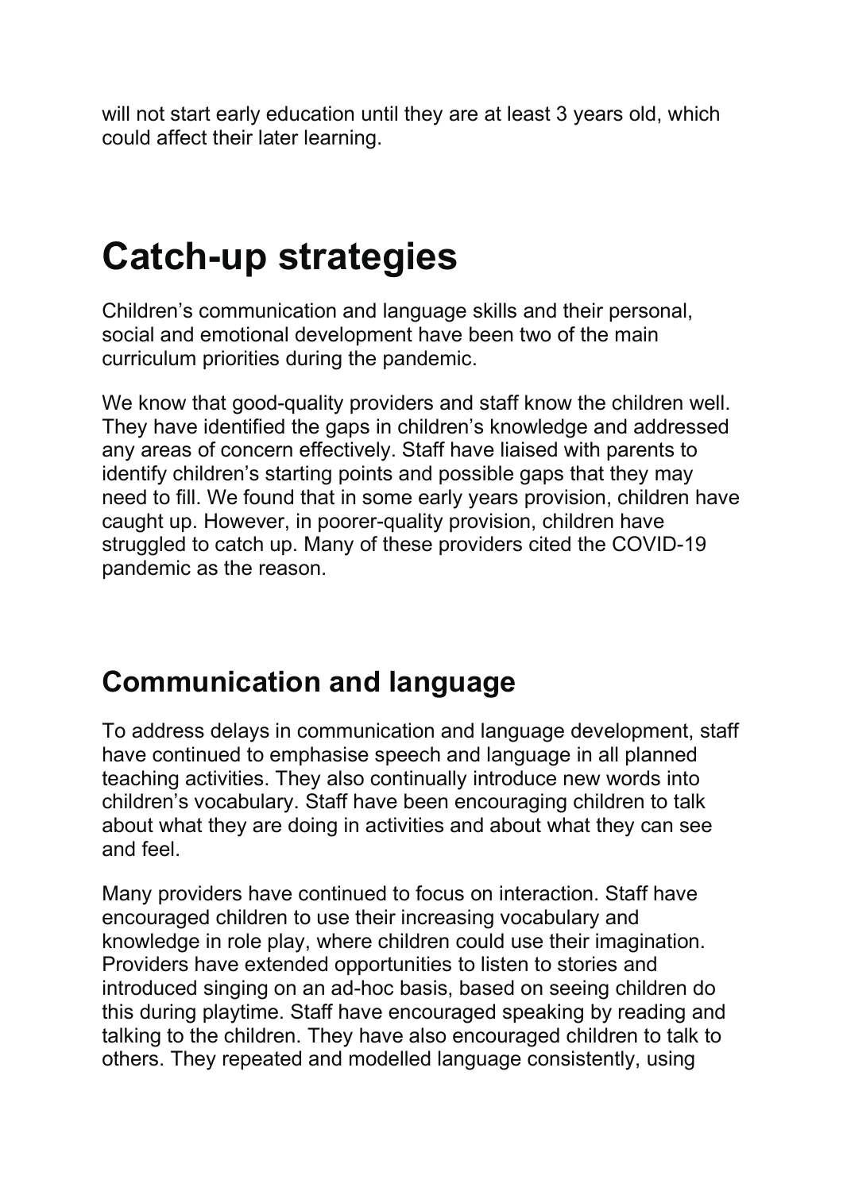will not start early education until they are at least 3 years old, which could affect their later learning.

# Catch-up strategies

Children's communication and language skills and their personal, social and emotional development have been two of the main curriculum priorities during the pandemic.

We know that good-quality providers and staff know the children well. They have identified the gaps in children's knowledge and addressed any areas of concern effectively. Staff have liaised with parents to identify children's starting points and possible gaps that they may need to fill. We found that in some early years provision, children have caught up. However, in poorer-quality provision, children have struggled to catch up. Many of these providers cited the COVID-19 pandemic as the reason.

## Communication and language

To address delays in communication and language development, staff have continued to emphasise speech and language in all planned teaching activities. They also continually introduce new words into children's vocabulary. Staff have been encouraging children to talk about what they are doing in activities and about what they can see and feel.

Many providers have continued to focus on interaction. Staff have encouraged children to use their increasing vocabulary and knowledge in role play, where children could use their imagination. Providers have extended opportunities to listen to stories and introduced singing on an ad-hoc basis, based on seeing children do this during playtime. Staff have encouraged speaking by reading and talking to the children. They have also encouraged children to talk to others. They repeated and modelled language consistently, using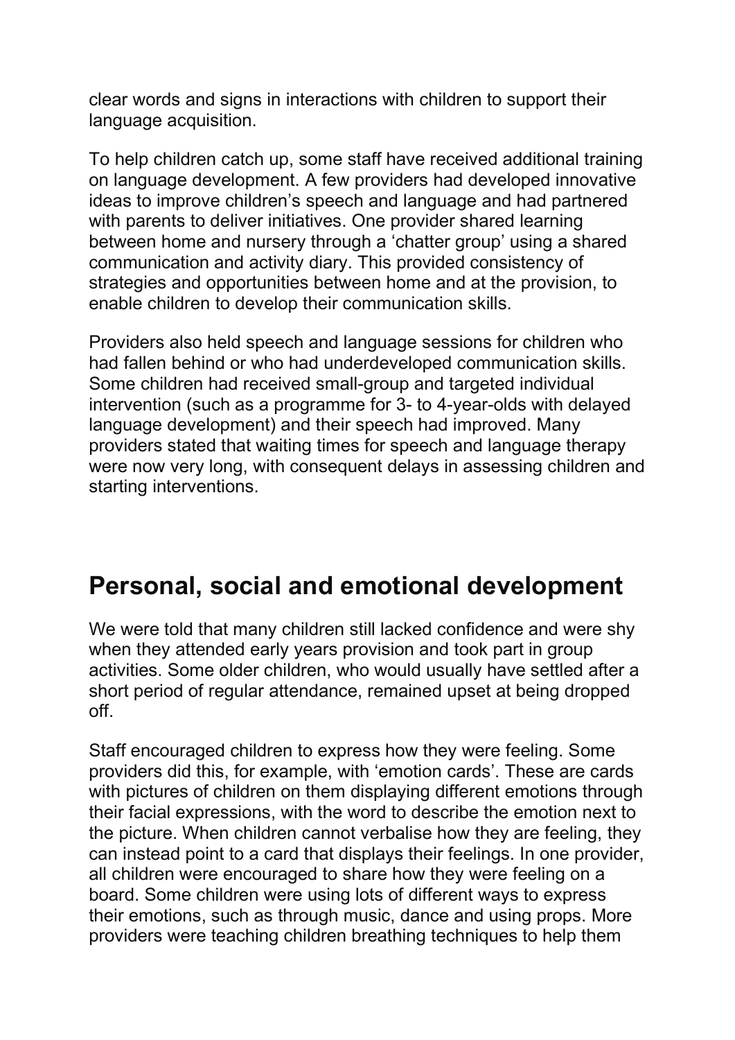clear words and signs in interactions with children to support their language acquisition.

To help children catch up, some staff have received additional training on language development. A few providers had developed innovative ideas to improve children's speech and language and had partnered with parents to deliver initiatives. One provider shared learning between home and nursery through a 'chatter group' using a shared communication and activity diary. This provided consistency of strategies and opportunities between home and at the provision, to enable children to develop their communication skills.

Providers also held speech and language sessions for children who had fallen behind or who had underdeveloped communication skills. Some children had received small-group and targeted individual intervention (such as a programme for 3- to 4-year-olds with delayed language development) and their speech had improved. Many providers stated that waiting times for speech and language therapy were now very long, with consequent delays in assessing children and starting interventions.

## Personal, social and emotional development

We were told that many children still lacked confidence and were shy when they attended early years provision and took part in group activities. Some older children, who would usually have settled after a short period of regular attendance, remained upset at being dropped off.

Staff encouraged children to express how they were feeling. Some providers did this, for example, with 'emotion cards'. These are cards with pictures of children on them displaying different emotions through their facial expressions, with the word to describe the emotion next to the picture. When children cannot verbalise how they are feeling, they can instead point to a card that displays their feelings. In one provider, all children were encouraged to share how they were feeling on a board. Some children were using lots of different ways to express their emotions, such as through music, dance and using props. More providers were teaching children breathing techniques to help them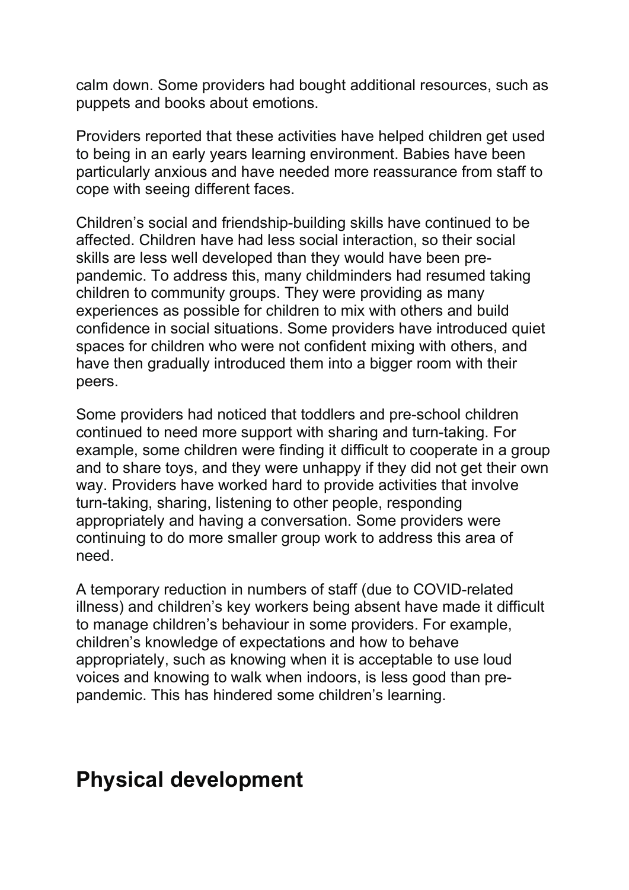calm down. Some providers had bought additional resources, such as puppets and books about emotions.

Providers reported that these activities have helped children get used to being in an early years learning environment. Babies have been particularly anxious and have needed more reassurance from staff to cope with seeing different faces.

Children's social and friendship-building skills have continued to be affected. Children have had less social interaction, so their social skills are less well developed than they would have been pre-pandemic. To address this, many childminders had resumed taking children to community groups. They were providing as many experiences as possible for children to mix with others and build confidence in social situations. Some providers have introduced quiet spaces for children who were not confident mixing with others, and have then gradually introduced them into a bigger room with their peers.

Some providers had noticed that toddlers and pre-school children continued to need more support with sharing and turn-taking. For example, some children were finding it difficult to cooperate in a group and to share toys, and they were unhappy if they did not get their own way. Providers have worked hard to provide activities that involve turn-taking, sharing, listening to other people, responding appropriately and having a conversation. Some providers were continuing to do more smaller group work to address this area of need.

A temporary reduction in numbers of staff (due to COVID-related illness) and children's key workers being absent have made it difficult to manage children's behaviour in some providers. For example, children's knowledge of expectations and how to behave appropriately, such as knowing when it is acceptable to use loud voices and knowing to walk when indoors, is less good than pre-pandemic. This has hindered some children's learning.

## Physical development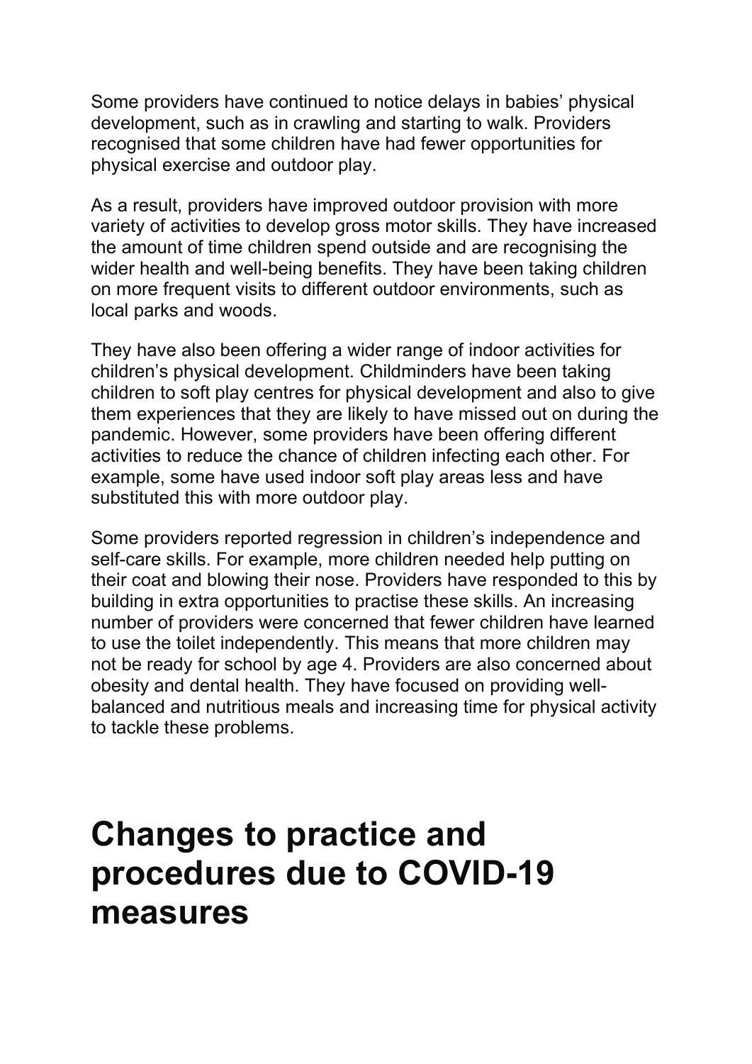Some providers have continued to notice delays in babies' physical development, such as in crawling and starting to walk. Providers recognised that some children have had fewer opportunities for physical exercise and outdoor play.

As a result, providers have improved outdoor provision with more variety of activities to develop gross motor skills. They have increased the amount of time children spend outside and are recognising the wider health and well-being benefits. They have been taking children on more frequent visits to different outdoor environments, such as local parks and woods.

They have also been offering a wider range of indoor activities for children's physical development. Childminders have been taking children to soft play centres for physical development and also to give them experiences that they are likely to have missed out on during the pandemic. However, some providers have been offering different activities to reduce the chance of children infecting each other. For example, some have used indoor soft play areas less and have substituted this with more outdoor play.

Some providers reported regression in children's independence and self-care skills. For example, more children needed help putting on their coat and blowing their nose. Providers have responded to this by building in extra opportunities to practise these skills. An increasing number of providers were concerned that fewer children have learned to use the toilet independently. This means that more children may not be ready for school by age 4. Providers are also concerned about obesity and dental health. They have focused on providing well-balanced and nutritious meals and increasing time for physical activity to tackle these problems.

# Changes to practice and procedures due to COVID-19 measures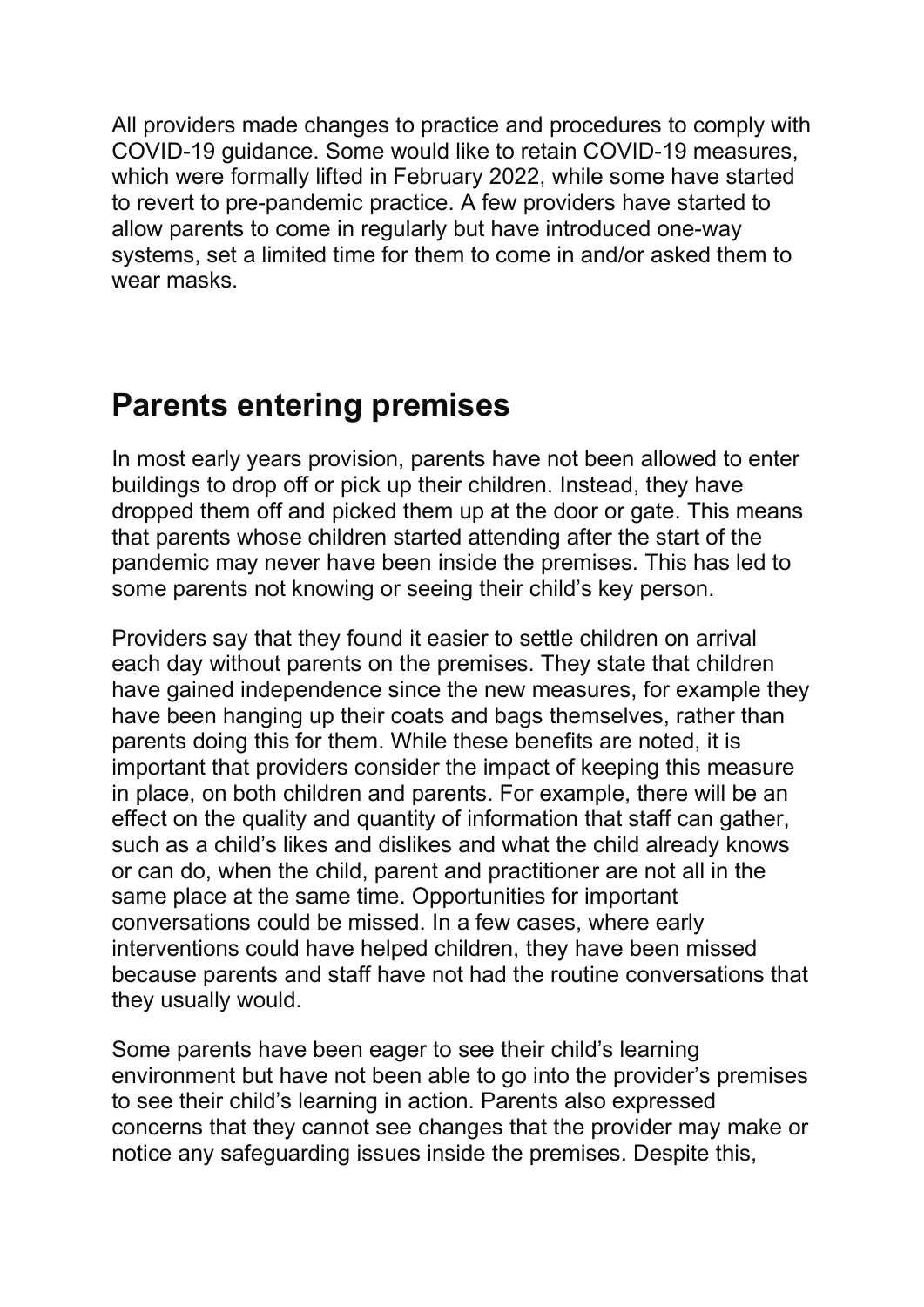All providers made changes to practice and procedures to comply with COVID-19 guidance. Some would like to retain COVID-19 measures, which were formally lifted in February 2022, while some have started to revert to pre-pandemic practice. A few providers have started to allow parents to come in regularly but have introduced one-way systems, set a limited time for them to come in and/or asked them to wear masks.

## Parents entering premises

In most early years provision, parents have not been allowed to enter buildings to drop off or pick up their children. Instead, they have dropped them off and picked them up at the door or gate. This means that parents whose children started attending after the start of the pandemic may never have been inside the premises. This has led to some parents not knowing or seeing their child's key person.

Providers say that they found it easier to settle children on arrival each day without parents on the premises. They state that children have gained independence since the new measures, for example they have been hanging up their coats and bags themselves, rather than parents doing this for them. While these benefits are noted, it is important that providers consider the impact of keeping this measure in place, on both children and parents. For example, there will be an effect on the quality and quantity of information that staff can gather, such as a child's likes and dislikes and what the child already knows or can do, when the child, parent and practitioner are not all in the same place at the same time. Opportunities for important conversations could be missed. In a few cases, where early interventions could have helped children, they have been missed because parents and staff have not had the routine conversations that they usually would.

Some parents have been eager to see their child's learning environment but have not been able to go into the provider's premises to see their child's learning in action. Parents also expressed concerns that they cannot see changes that the provider may make or notice any safeguarding issues inside the premises. Despite this,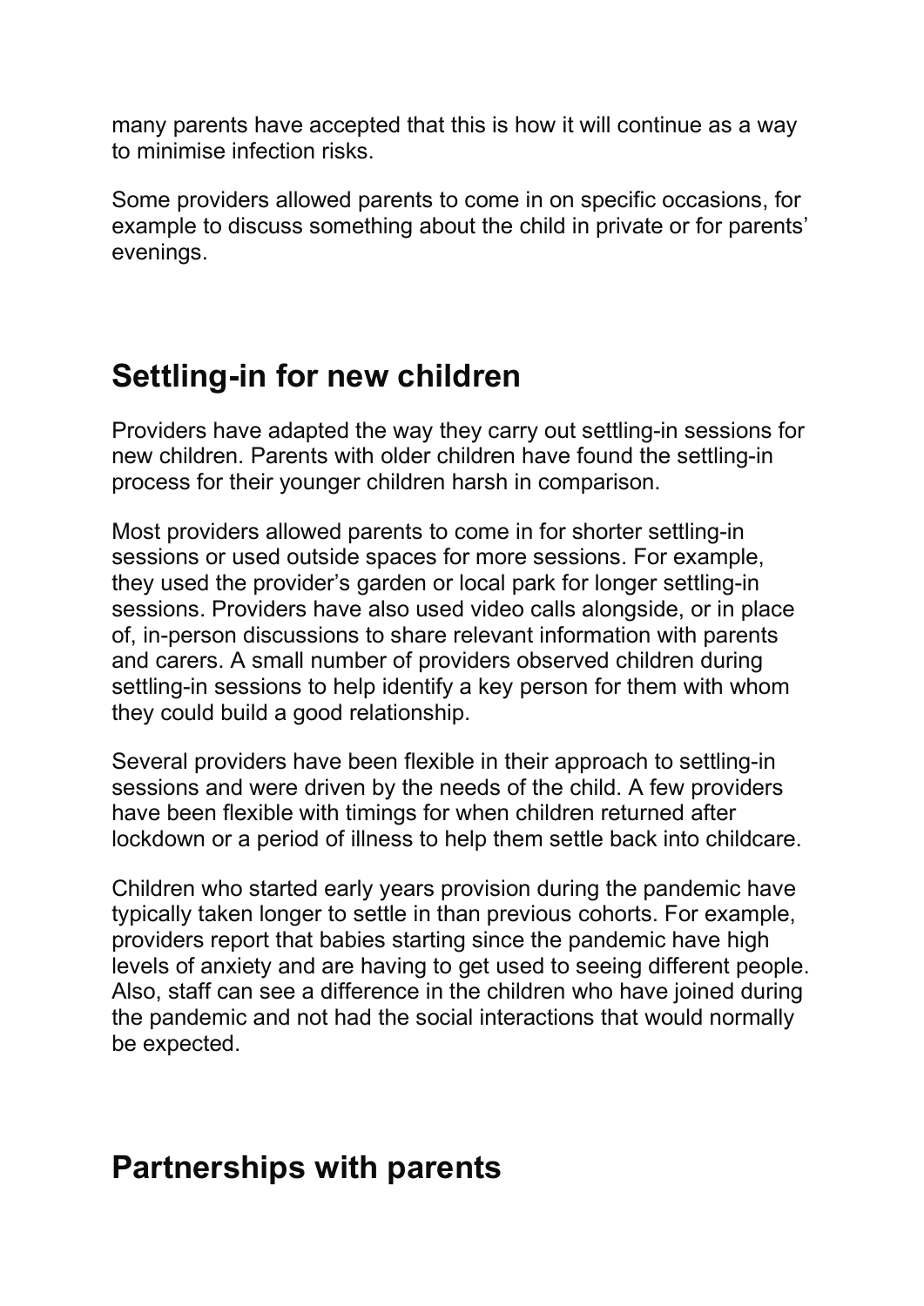many parents have accepted that this is how it will continue as a way to minimise infection risks.

Some providers allowed parents to come in on specific occasions, for example to discuss something about the child in private or for parents' evenings.

## Settling-in for new children

Providers have adapted the way they carry out settling-in sessions for new children. Parents with older children have found the settling-in process for their younger children harsh in comparison.

Most providers allowed parents to come in for shorter settling-in sessions or used outside spaces for more sessions. For example, they used the provider's garden or local park for longer settling-in sessions. Providers have also used video calls alongside, or in place of, in-person discussions to share relevant information with parents and carers. A small number of providers observed children during settling-in sessions to help identify a key person for them with whom they could build a good relationship.

Several providers have been flexible in their approach to settling-in sessions and were driven by the needs of the child. A few providers have been flexible with timings for when children returned after lockdown or a period of illness to help them settle back into childcare.

Children who started early years provision during the pandemic have typically taken longer to settle in than previous cohorts. For example, providers report that babies starting since the pandemic have high levels of anxiety and are having to get used to seeing different people. Also, staff can see a difference in the children who have joined during the pandemic and not had the social interactions that would normally be expected.

## Partnerships with parents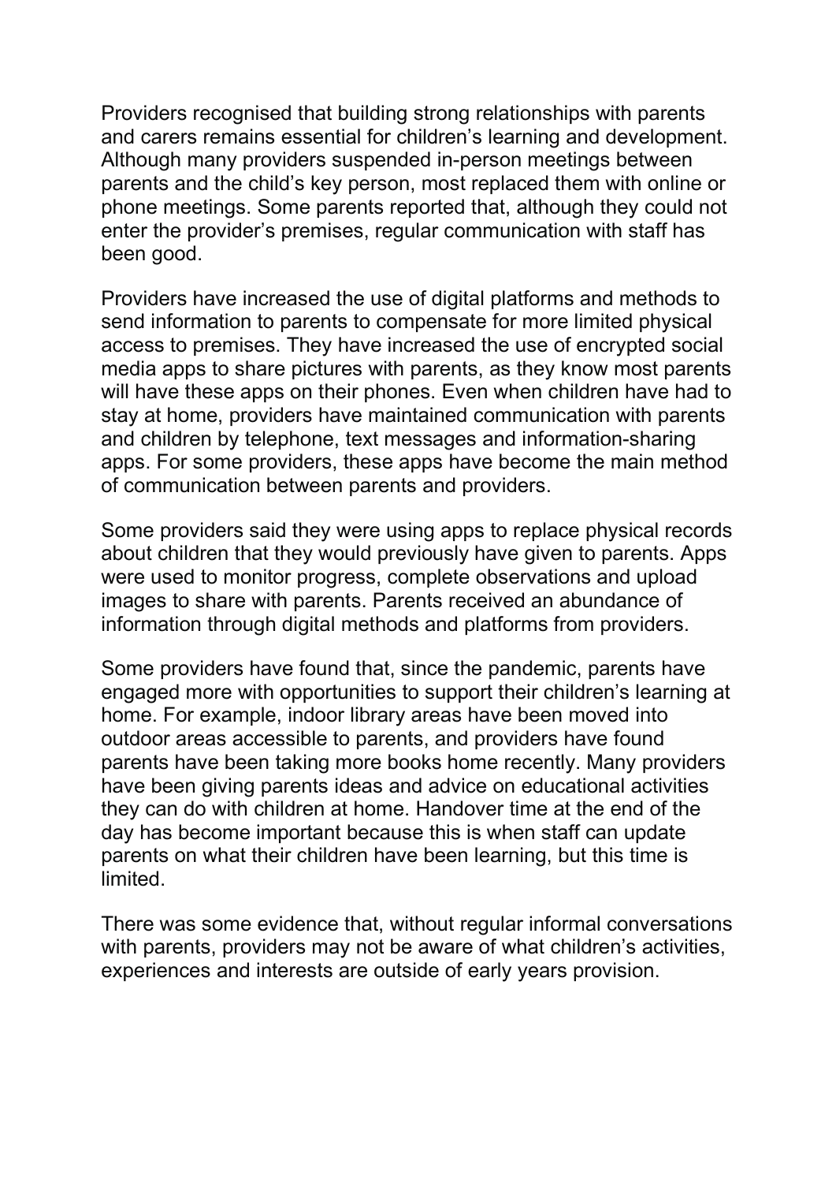Providers recognised that building strong relationships with parents and carers remains essential for children's learning and development. Although many providers suspended in-person meetings between parents and the child's key person, most replaced them with online or phone meetings. Some parents reported that, although they could not enter the provider's premises, regular communication with staff has been good.

Providers have increased the use of digital platforms and methods to send information to parents to compensate for more limited physical access to premises. They have increased the use of encrypted social media apps to share pictures with parents, as they know most parents will have these apps on their phones. Even when children have had to stay at home, providers have maintained communication with parents and children by telephone, text messages and information-sharing apps. For some providers, these apps have become the main method of communication between parents and providers.

Some providers said they were using apps to replace physical records about children that they would previously have given to parents. Apps were used to monitor progress, complete observations and upload images to share with parents. Parents received an abundance of information through digital methods and platforms from providers.

Some providers have found that, since the pandemic, parents have engaged more with opportunities to support their children's learning at home. For example, indoor library areas have been moved into outdoor areas accessible to parents, and providers have found parents have been taking more books home recently. Many providers have been giving parents ideas and advice on educational activities they can do with children at home. Handover time at the end of the day has become important because this is when staff can update parents on what their children have been learning, but this time is limited.

There was some evidence that, without regular informal conversations with parents, providers may not be aware of what children's activities, experiences and interests are outside of early years provision.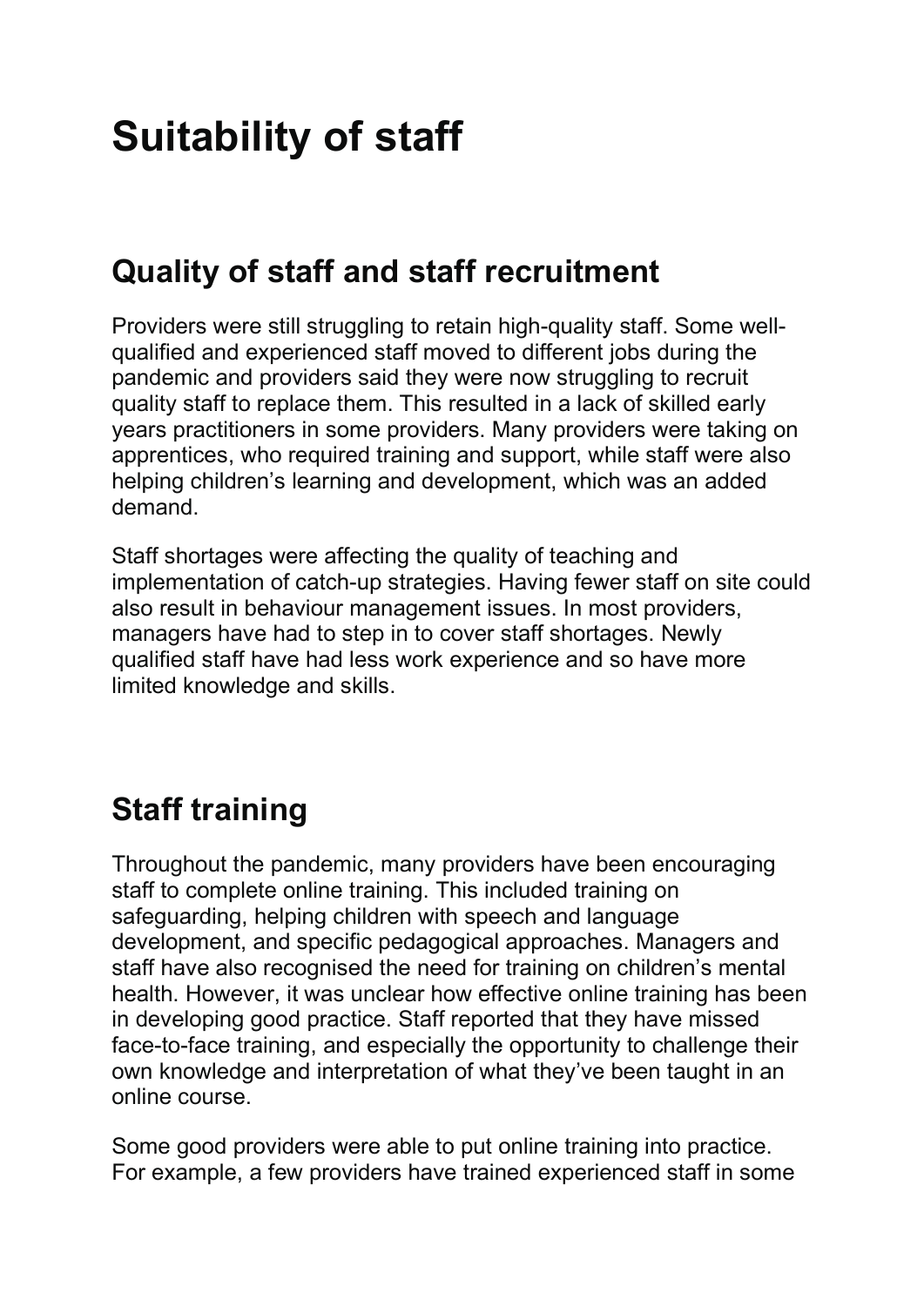# Suitability of staff

## Quality of staff and staff recruitment

Providers were still struggling to retain high-quality staff. Some well-qualified and experienced staff moved to different jobs during the pandemic and providers said they were now struggling to recruit quality staff to replace them. This resulted in a lack of skilled early years practitioners in some providers. Many providers were taking on apprentices, who required training and support, while staff were also helping children's learning and development, which was an added demand.

Staff shortages were affecting the quality of teaching and implementation of catch-up strategies. Having fewer staff on site could also result in behaviour management issues. In most providers, managers have had to step in to cover staff shortages. Newly qualified staff have had less work experience and so have more limited knowledge and skills.

## Staff training

Throughout the pandemic, many providers have been encouraging staff to complete online training. This included training on safeguarding, helping children with speech and language development, and specific pedagogical approaches. Managers and staff have also recognised the need for training on children's mental health. However, it was unclear how effective online training has been in developing good practice. Staff reported that they have missed face-to-face training, and especially the opportunity to challenge their own knowledge and interpretation of what they've been taught in an online course.

Some good providers were able to put online training into practice. For example, a few providers have trained experienced staff in some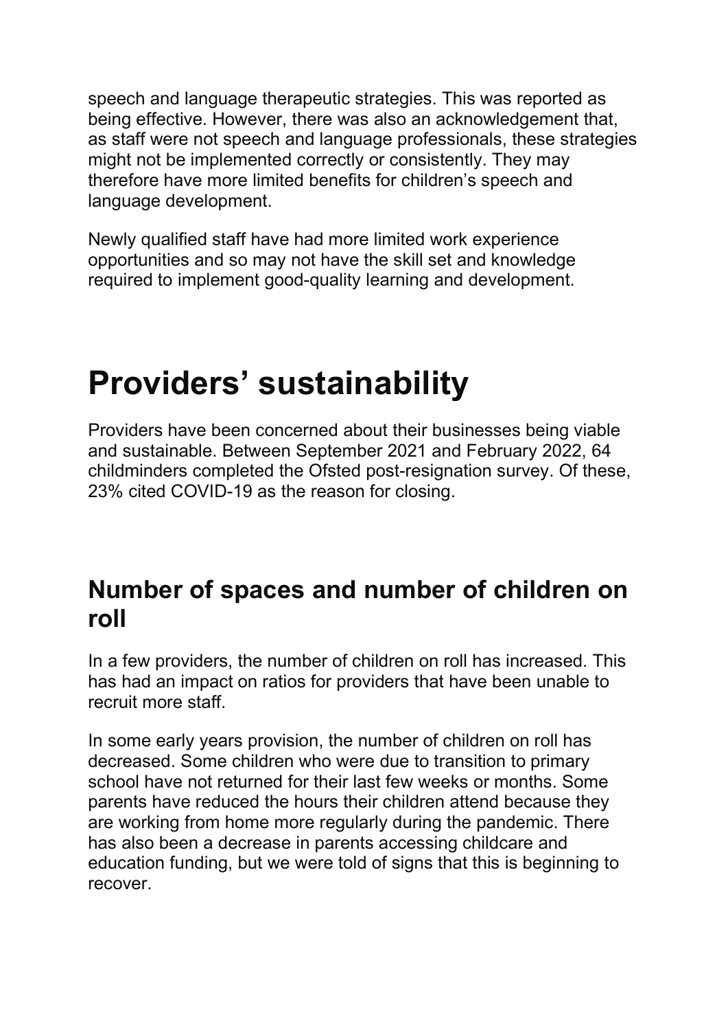speech and language therapeutic strategies. This was reported as being effective. However, there was also an acknowledgement that, as staff were not speech and language professionals, these strategies might not be implemented correctly or consistently. They may therefore have more limited benefits for children's speech and language development.

Newly qualified staff have had more limited work experience opportunities and so may not have the skill set and knowledge required to implement good-quality learning and development.

# Providers' sustainability

Providers have been concerned about their businesses being viable and sustainable. Between September 2021 and February 2022, 64 childminders completed the Ofsted post-resignation survey. Of these, 23% cited COVID-19 as the reason for closing.

## Number of spaces and number of children on roll

In a few providers, the number of children on roll has increased. This has had an impact on ratios for providers that have been unable to recruit more staff.

In some early years provision, the number of children on roll has decreased. Some children who were due to transition to primary school have not returned for their last few weeks or months. Some parents have reduced the hours their children attend because they are working from home more regularly during the pandemic. There has also been a decrease in parents accessing childcare and education funding, but we were told of signs that this is beginning to recover.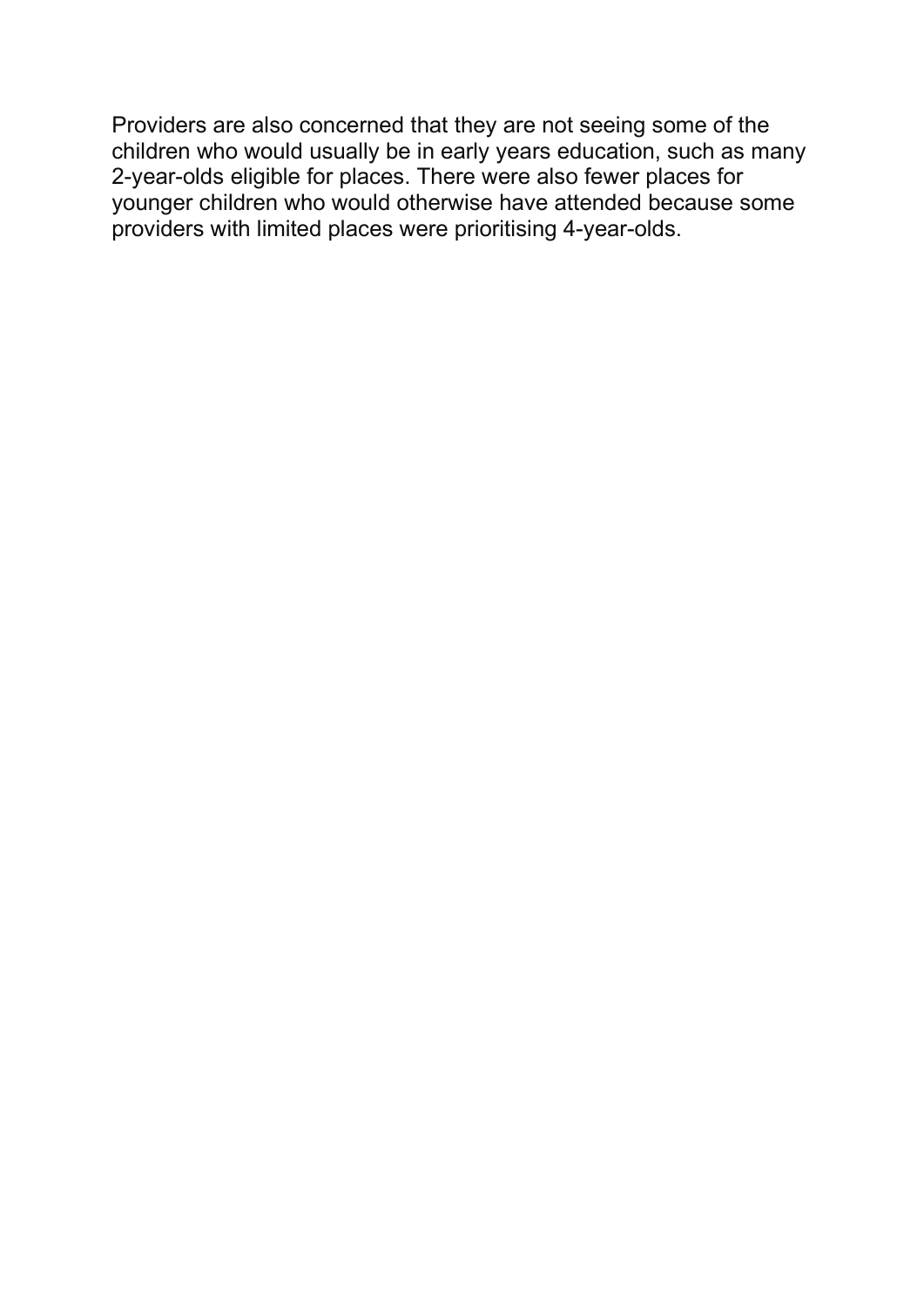Providers are also concerned that they are not seeing some of the children who would usually be in early years education, such as many 2-year-olds eligible for places. There were also fewer places for younger children who would otherwise have attended because some providers with limited places were prioritising 4-year-olds.